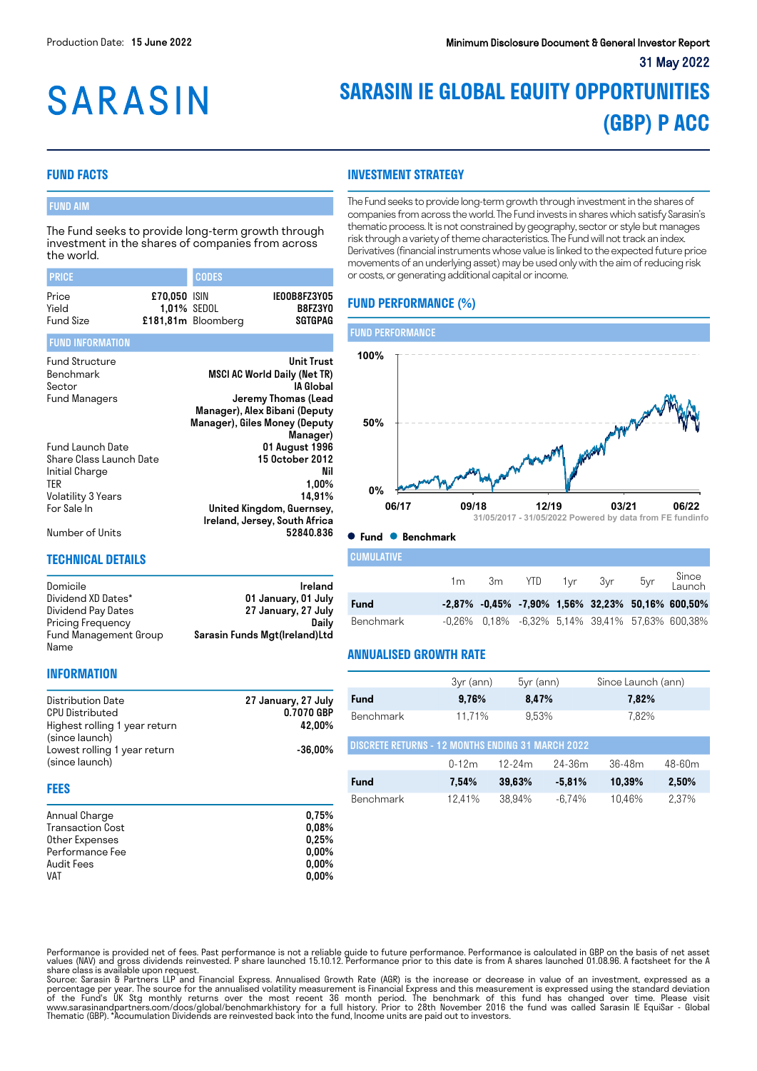Production Date: **15 June 2022**

**Minimum Disclosure Document & General Investor Report**

31 May 2022

# SARASIN

# SARASIN IE GLOBAL EQUITY OPPORTUNITIES (GBP) P ACC

## FUND FACTS

### FUND AIM

The Fund seeks to provide long-term growth through investment in the shares of companies from across the world.

| PRICE | | CODES | |
|---|---|---|---|
| Price | £70,050 | ISIN | IE00B8FZ3Y05 |
| Yield | 1,01% | SEDOL | B8FZ3Y0 |
| Fund Size | £181,81m | Bloomberg | SGTGPAG |

### FUND INFORMATION

| | |
|---|---|
| Fund Structure | Unit Trust |
| Benchmark | MSCI AC World Daily (Net TR) |
| Sector | IA Global |
| Fund Managers | Jeremy Thomas (Lead Manager), Alex Bibani (Deputy Manager), Giles Money (Deputy Manager) |
| Fund Launch Date | 01 August 1996 |
| Share Class Launch Date | 15 October 2012 |
| Initial Charge | Nil |
| TER | 1,00% |
| Volatility 3 Years | 14,91% |
| For Sale In | United Kingdom, Guernsey, Ireland, Jersey, South Africa |
| Number of Units | 52840.836 |

## TECHNICAL DETAILS

| | |
|---|---|
| Domicile | Ireland |
| Dividend XD Dates* | 01 January, 01 July |
| Dividend Pay Dates | 27 January, 27 July |
| Pricing Frequency | Daily |
| Fund Management Group Name | Sarasin Funds Mgt(Ireland)Ltd |

## INFORMATION

| | |
|---|---|
| Distribution Date | 27 January, 27 July |
| CPU Distributed | 0.7070 GBP |
| Highest rolling 1 year return (since launch) | 42,00% |
| Lowest rolling 1 year return (since launch) | -36,00% |

## FEES

| | |
|---|---|
| Annual Charge | 0,75% |
| Transaction Cost | 0,08% |
| Other Expenses | 0,25% |
| Performance Fee | 0,00% |
| Audit Fees | 0,00% |
| VAT | 0,00% |

## INVESTMENT STRATEGY

The Fund seeks to provide long-term growth through investment in the shares of companies from across the world. The Fund invests in shares which satisfy Sarasin's thematic process. It is not constrained by geography, sector or style but manages risk through a variety of theme characteristics. The Fund will not track an index. Derivatives (financial instruments whose value is linked to the expected future price movements of an underlying asset) may be used only with the aim of reducing risk or costs, or generating additional capital or income.

## FUND PERFORMANCE (%)

### FUND PERFORMANCE

31/05/2017 - 31/05/2022 Powered by data from FE fundinfo

● Fund ● Benchmark

### CUMULATIVE

| | 1m | 3m | YTD | 1yr | 3yr | 5yr | Since Launch |
|---|---|---|---|---|---|---|---|
| **Fund** | **-2,87%** | **-0,45%** | **-7,90%** | **1,56%** | **32,23%** | **50,16%** | **600,50%** |
| Benchmark | -0,26% | 0,18% | -6,32% | 5,14% | 39,41% | 57,63% | 600,38% |

## ANNUALISED GROWTH RATE

| | 3yr (ann) | 5yr (ann) | Since Launch (ann) |
|---|---|---|---|
| **Fund** | **9,76%** | **8,47%** | **7,82%** |
| Benchmark | 11,71% | 9,53% | 7,82% |

### DISCRETE RETURNS - 12 MONTHS ENDING 31 MARCH 2022

| | 0-12m | 12-24m | 24-36m | 36-48m | 48-60m |
|---|---|---|---|---|---|
| **Fund** | **7,54%** | **39,63%** | **-5,81%** | **10,39%** | **2,50%** |
| Benchmark | 12,41% | 38,94% | -6,74% | 10,46% | 2,37% |

Performance is provided net of fees. Past performance is not a reliable guide to future performance. Performance is calculated in GBP on the basis of net asset values (NAV) and gross dividends reinvested. P share launched 15.10.12. Performance prior to this date is from A shares launched 01.08.96. A factsheet for the A share class is available upon request.
Source: Sarasin & Partners LLP and Financial Express. Annualised Growth Rate (AGR) is the increase or decrease in value of an investment, expressed as a percentage per year. The source for the annualised volatility measurement is Financial Express and this measurement is expressed using the standard deviation of the Fund's UK Stg monthly returns over the most recent 36 month period. The benchmark of this fund has changed over time. Please visit www.sarasinandpartners.com/docs/global/benchmarkhistory for a full history. Prior to 28th November 2016 the fund was called Sarasin IE EquiSar - Global Thematic (GBP). *Accumulation Dividends are reinvested back into the fund, Income units are paid out to investors.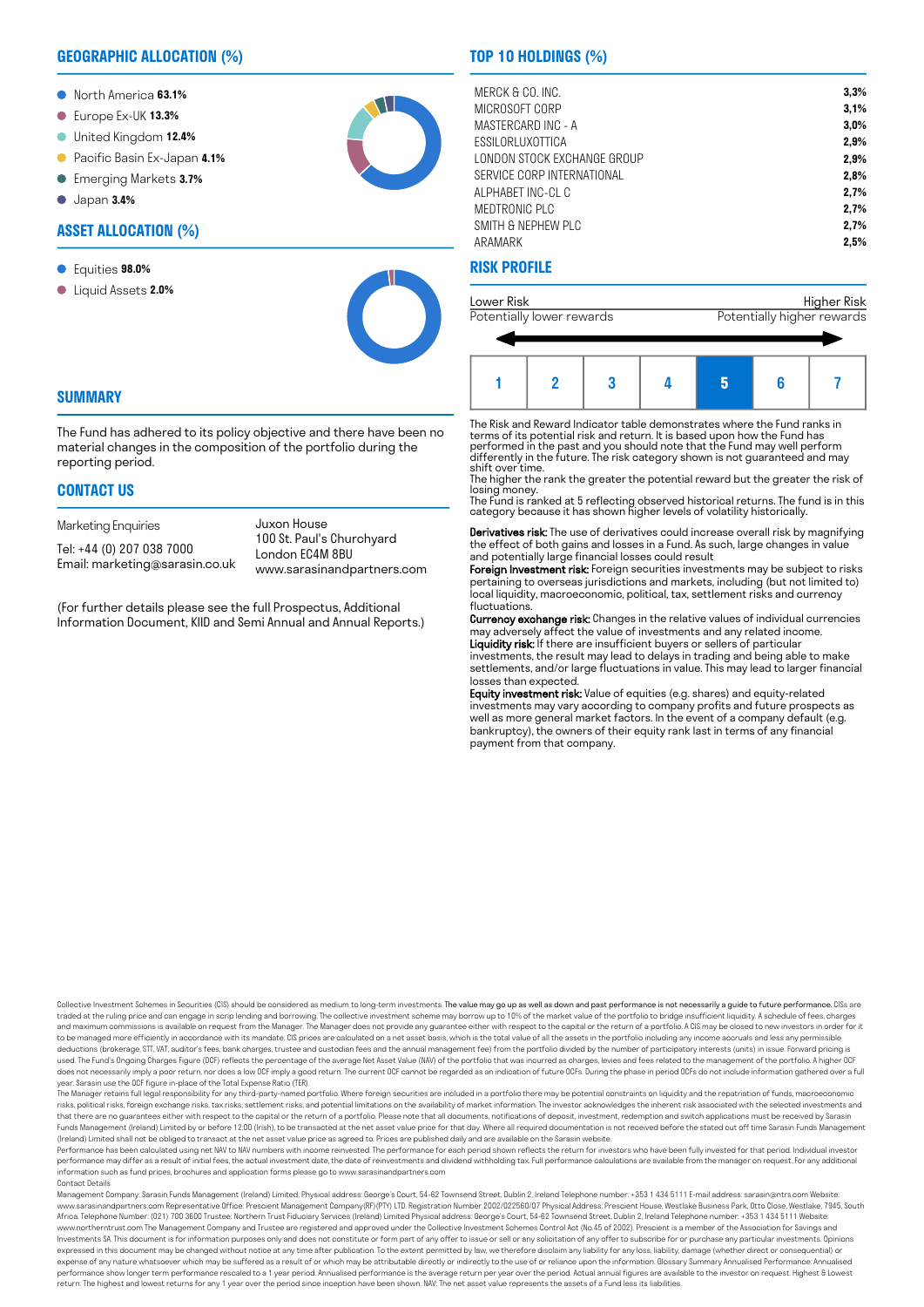## GEOGRAPHIC ALLOCATION (%)

- North America **63.1%**
- Europe Ex-UK **13.3%**
- United Kingdom **12.4%**
- Pacific Basin Ex-Japan **4.1%**
- Emerging Markets **3.7%**
- Japan **3.4%**

## ASSET ALLOCATION (%)

- Equities **98.0%**
- Liquid Assets **2.0%**

## SUMMARY

The Fund has adhered to its policy objective and there have been no material changes in the composition of the portfolio during the reporting period.

## CONTACT US

Marketing Enquiries

Tel: +44 (0) 207 038 7000
Email: marketing@sarasin.co.uk

Juxon House
100 St. Paul's Churchyard
London EC4M 8BU
www.sarasinandpartners.com

(For further details please see the full Prospectus, Additional Information Document, KIID and Semi Annual and Annual Reports.)

## TOP 10 HOLDINGS (%)

| | |
|---|---|
| MERCK & CO. INC. | **3,3%** |
| MICROSOFT CORP | **3,1%** |
| MASTERCARD INC - A | **3,0%** |
| ESSILORLUXOTTICA | **2,9%** |
| LONDON STOCK EXCHANGE GROUP | **2,9%** |
| SERVICE CORP INTERNATIONAL | **2,8%** |
| ALPHABET INC-CL C | **2,7%** |
| MEDTRONIC PLC | **2,7%** |
| SMITH & NEPHEW PLC | **2,7%** |
| ARAMARK | **2,5%** |

## RISK PROFILE

Lower Risk — Higher Risk
Potentially lower rewards — Potentially higher rewards

| 1 | 2 | 3 | 4 | **5** | 6 | 7 |
|---|---|---|---|---|---|---|

The Risk and Reward Indicator table demonstrates where the Fund ranks in terms of its potential risk and return. It is based upon how the Fund has performed in the past and you should note that the Fund may well perform differently in the future. The risk category shown is not guaranteed and may shift over time.
The higher the rank the greater the potential reward but the greater the risk of losing money.
The Fund is ranked at 5 reflecting observed historical returns. The fund is in this category because it has shown higher levels of volatility historically.

**Derivatives risk:** The use of derivatives could increase overall risk by magnifying the effect of both gains and losses in a Fund. As such, large changes in value and potentially large financial losses could result
**Foreign Investment risk:** Foreign securities investments may be subject to risks pertaining to overseas jurisdictions and markets, including (but not limited to) local liquidity, macroeconomic, political, tax, settlement risks and currency fluctuations.
**Currency exchange risk:** Changes in the relative values of individual currencies may adversely affect the value of investments and any related income.
**Liquidity risk:** If there are insufficient buyers or sellers of particular investments, the result may lead to delays in trading and being able to make settlements, and/or large fluctuations in value. This may lead to larger financial losses than expected.
**Equity investment risk:** Value of equities (e.g. shares) and equity-related investments may vary according to company profits and future prospects as well as more general market factors. In the event of a company default (e.g. bankruptcy), the owners of their equity rank last in terms of any financial payment from that company.

Collective Investment Schemes in Securities (CIS) should be considered as medium to long-term investments. The value may go up as well as down and past performance is not necessarily a guide to future performance. CISs are traded at the ruling price and can engage in scrip lending and borrowing. The collective investment scheme may borrow up to 10% of the market value of the portfolio to bridge insufficient liquidity. A schedule of fees, charges and maximum commissions is available on request from the Manager. The Manager does not provide any guarantee either with respect to the capital or the return of a portfolio. A CIS may be closed to new investors in order for it to be managed more efficiently in accordance with its mandate. CIS prices are calculated on a net asset basis, which is the total value of all the assets in the portfolio including any income accruals and less any permissible deductions (brokerage, STT, VAT, auditor's fees, bank charges, trustee and custodian fees and the annual management fee) from the portfolio divided by the number of participatory interests (units) in issue. Forward pricing is used. The Fund's Ongoing Charges Figure (OCF) reflects the percentage of the average Net Asset Value (NAV) of the portfolio that was incurred as charges, levies and fees related to the management of the portfolio. A higher OCF does not necessarily imply a poor return, nor does a low OCF imply a good return. The current OCF cannot be regarded as an indication of future OCFs. During the phase in period OCFs do not include information gathered over a full year. Sarasin use the OCF figure in-place of the Total Expense Ratio (TER).
The Manager retains full legal responsibility for any third-party-named portfolio. Where foreign securities are included in a portfolio there may be potential constraints on liquidity and the repatriation of funds, macroeconomic risks, political risks, foreign exchange risks, tax risks, settlement risks; and potential limitations on the availability of market information. The investor acknowledges the inherent risk associated with the selected investments and that there are no guarantees either with respect to the capital or the return of a portfolio. Please note that all documents, notifications of deposit, investment, redemption and switch applications must be received by Sarasin Funds Management (Ireland) Limited by or before 12:00 (Irish), to be transacted at the net asset value price for that day. Where all required documentation is not received before the stated cut off time Sarasin Funds Management (Ireland) Limited shall not be obliged to transact at the net asset value price as agreed to. Prices are published daily and are available on the Sarasin website.
Performance has been calculated using net NAV to NAV numbers with income reinvested. The performance for each period shown reflects the return for investors who have been fully invested for that period. Individual investor performance may differ as a result of initial fees, the actual investment date, the date of reinvestments and dividend withholding tax. Full performance calculations are available from the manager on request. For any additional information such as fund prices, brochures and application forms please go to www.sarasinandpartners.com
Contact Details
Management Company: Sarasin Funds Management (Ireland) Limited, Physical address: George's Court, 54-62 Townsend Street, Dublin 2, Ireland Telephone number: +353 1 434 5111 E-mail address: sarasin@ntrs.com Website: www.sarasinandpartners.com Representative Office: Prescient Management Company(RF)(PTY) LTD. Registration Number 2002/022560/07 Physical Address: Prescient House, Westlake Business Park, Otto Close, Westlake, 7945, South Africa. Telephone Number: (021) 700 3600 Trustee: Northern Trust Fiduciary Services (Ireland) Limited Physical address: George's Court, 54-62 Townsend Street, Dublin 2, Ireland Telephone number: +353 1 434 5111 Website: www.northerntrust.com The Management Company and Trustee are registered and approved under the Collective Investment Schemes Control Act (No.45 of 2002). Prescient is a member of the Association for Savings and Investments SA. This document is for information purposes only and does not constitute or form part of any offer to issue or sell or any solicitation of any offer to subscribe for or purchase any particular investments. Opinions expressed in this document may be changed without notice at any time after publication. To the extent permitted by law, we therefore disclaim any liability for any loss, liability, damage (whether direct or consequential) or expense of any nature whatsoever which may be suffered as a result of or which may be attributable directly or indirectly to the use of or reliance upon the information. Glossary Summary Annualised Performance: Annualised performance show longer term performance rescaled to a 1 year period. Annualised performance is the average return per year over the period. Actual annual figures are available to the investor on request. Highest & Lowest return: The highest and lowest returns for any 1 year over the period since inception have been shown. NAV: The net asset value represents the assets of a Fund less its liabilities.